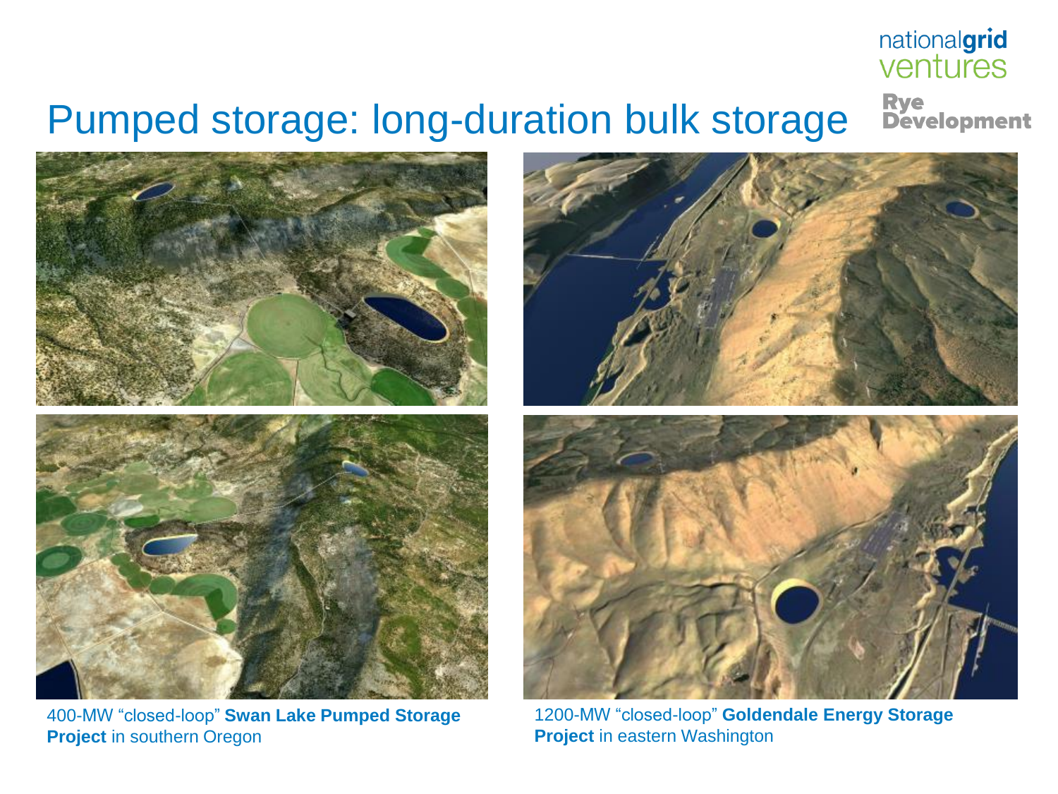# Pumped storage: long-duration bulk storage

nationalgrid ventures

Rye Development

400-MW "closed-loop" **Swan Lake Pumped Storage Project** in southern Oregon

1200-MW "closed-loop" **Goldendale Energy Storage Project** in eastern Washington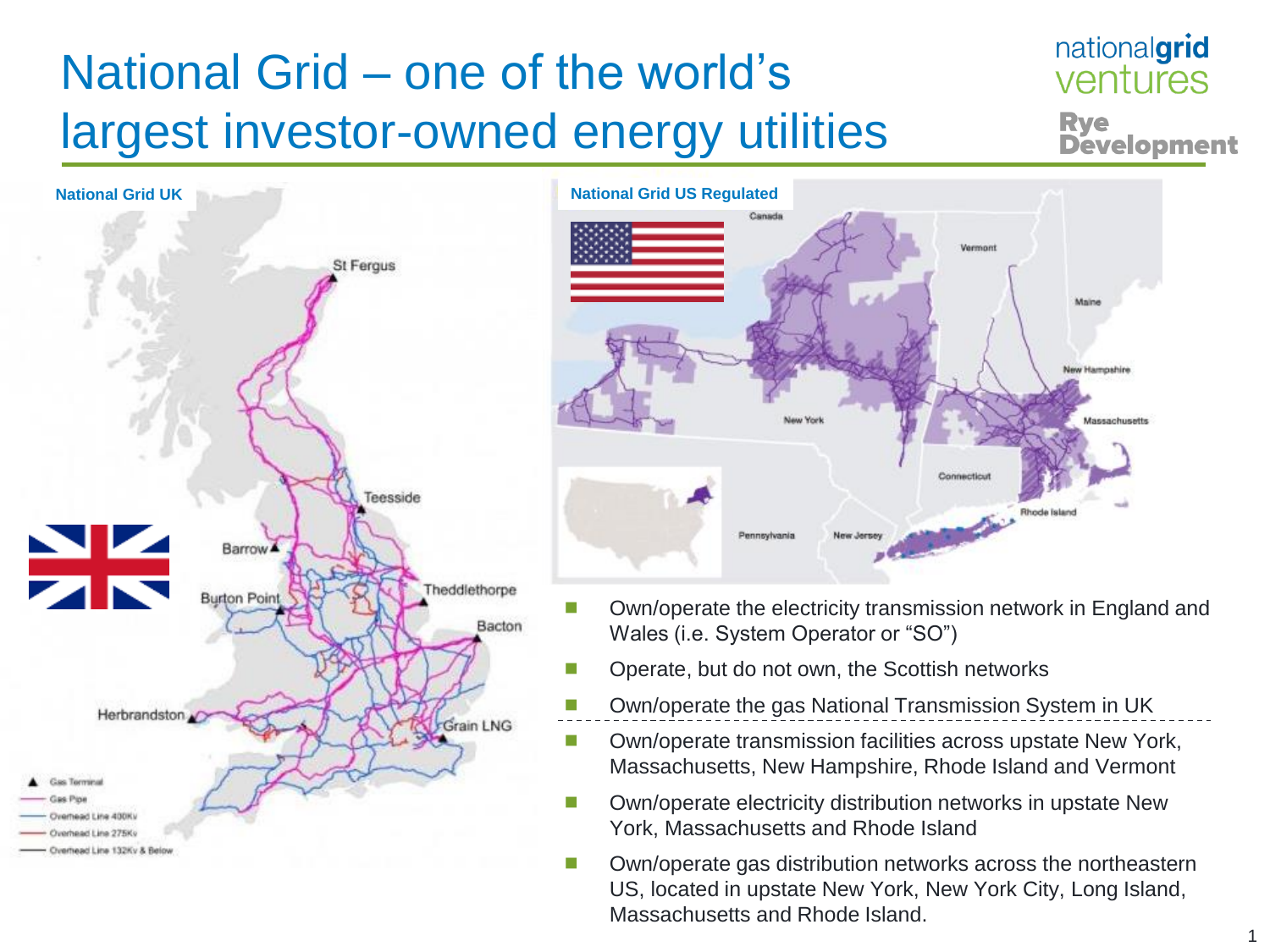# National Grid – one of the world's largest investor-owned energy utilities

nationalgrid ventures

Rye Development

**National Grid UK**

**National Grid US Regulated**

- Own/operate the electricity transmission network in England and Wales (i.e. System Operator or "SO")
- Operate, but do not own, the Scottish networks
- Own/operate the gas National Transmission System in UK

---

- Own/operate transmission facilities across upstate New York, Massachusetts, New Hampshire, Rhode Island and Vermont
- Own/operate electricity distribution networks in upstate New York, Massachusetts and Rhode Island
- Own/operate gas distribution networks across the northeastern US, located in upstate New York, New York City, Long Island, Massachusetts and Rhode Island.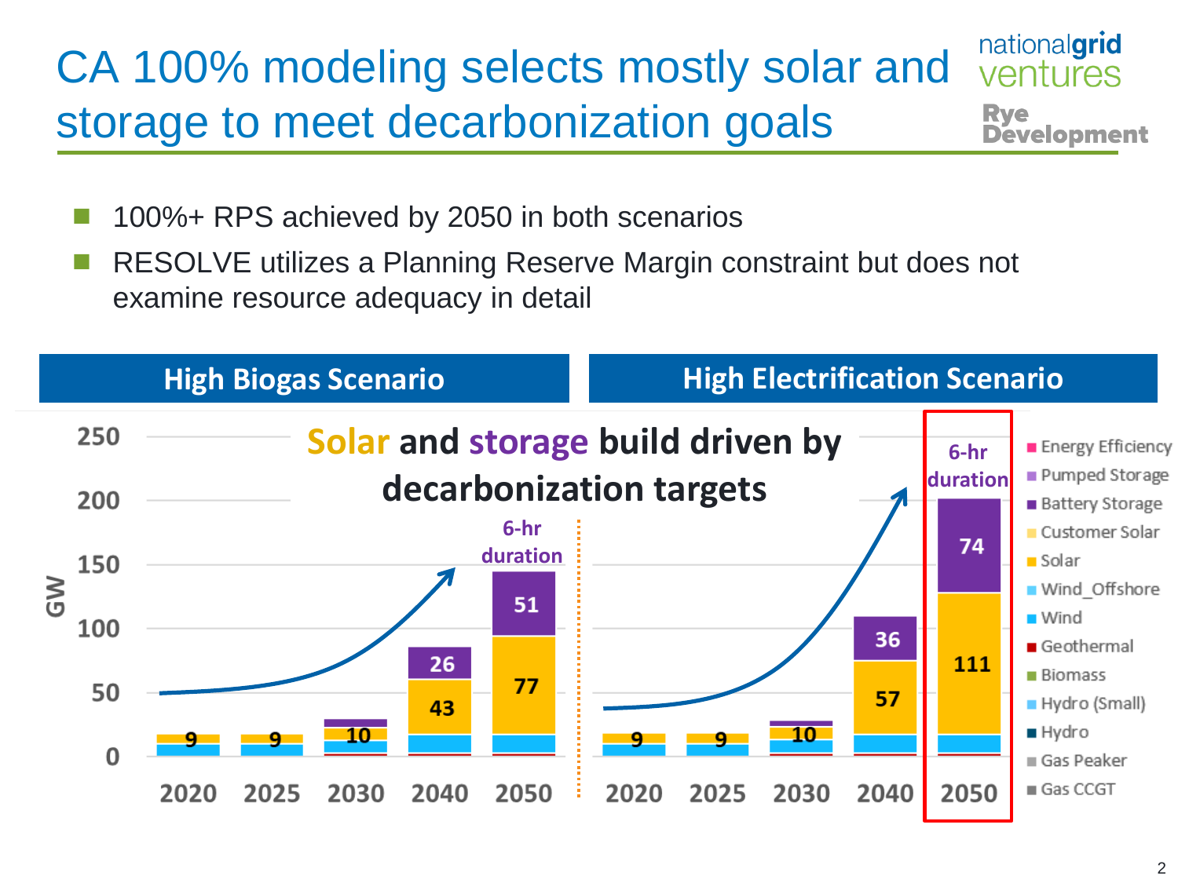# CA 100% modeling selects mostly solar and storage to meet decarbonization goals

- 100%+ RPS achieved by 2050 in both scenarios
- RESOLVE utilizes a Planning Reserve Margin constraint but does not examine resource adequacy in detail

**High Biogas Scenario** | **High Electrification Scenario**

**Solar and storage build driven by decarbonization targets**

| Scenario | Year | Solar (GW) | Battery Storage (GW) |
|---|---|---|---|
| High Biogas | 2020 | 9 | |
| High Biogas | 2025 | 9 | |
| High Biogas | 2030 | 10 | |
| High Biogas | 2040 | 43 | 26 |
| High Biogas | 2050 | 77 | 51 (6-hr duration) |
| High Electrification | 2020 | 9 | |
| High Electrification | 2025 | 9 | |
| High Electrification | 2030 | 10 | |
| High Electrification | 2040 | 57 | 36 |
| High Electrification | 2050 | 111 | 74 (6-hr duration) |

Legend: Energy Efficiency, Pumped Storage, Battery Storage, Customer Solar, Solar, Wind_Offshore, Wind, Geothermal, Biomass, Hydro (Small), Hydro, Gas Peaker, Gas CCGT

Y-axis: GW (0–250)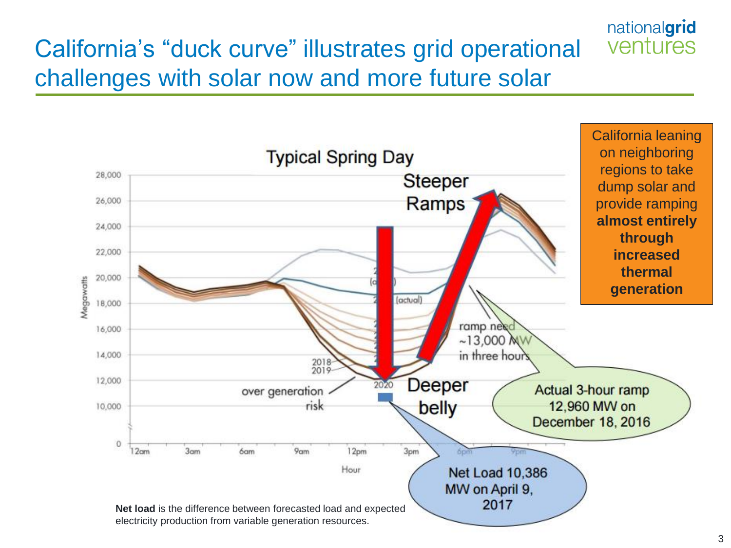# California's "duck curve" illustrates grid operational challenges with solar now and more future solar

**Typical Spring Day**

Steeper Ramps

Deeper belly

over generation risk

ramp need ~13,000 MW in three hours

California leaning on neighboring regions to take dump solar and provide ramping **almost entirely through increased thermal generation**

Actual 3-hour ramp 12,960 MW on December 18, 2016

Net Load 10,386 MW on April 9, 2017

**Net load** is the difference between forecasted load and expected electricity production from variable generation resources.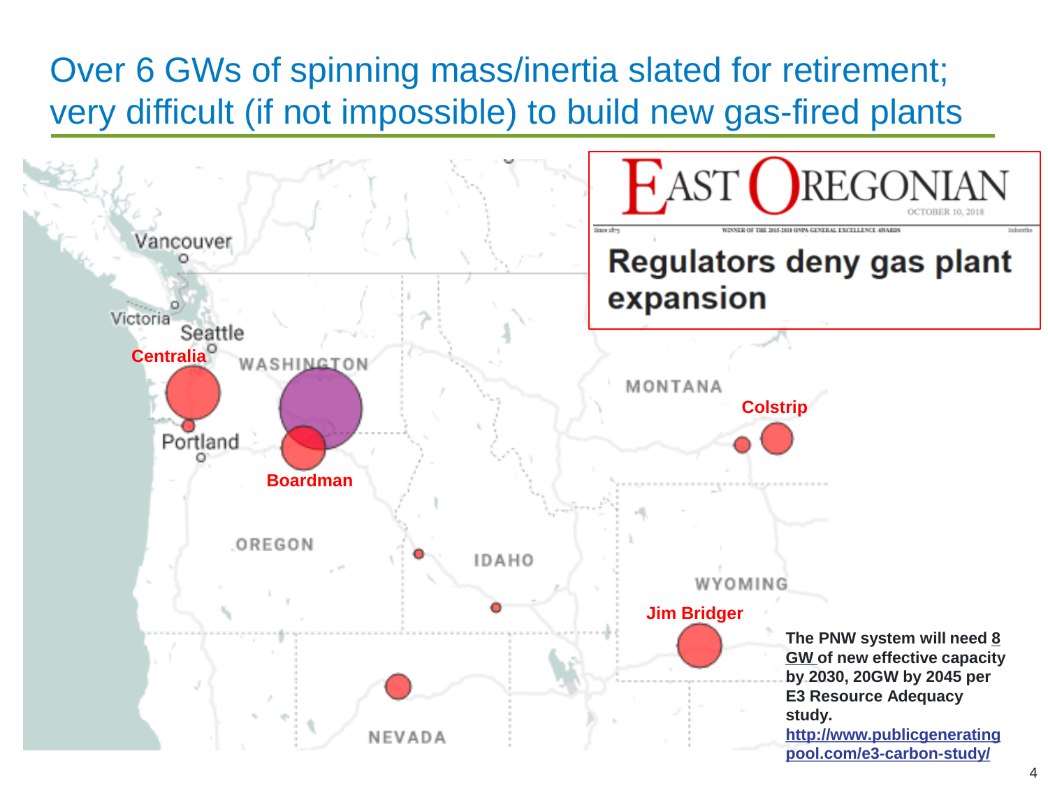# Over 6 GWs of spinning mass/inertia slated for retirement; very difficult (if not impossible) to build new gas-fired plants

Vancouver

Victoria

Seattle

Centralia

WASHINGTON

Portland

Boardman

OREGON

IDAHO

MONTANA

Colstrip

WYOMING

Jim Bridger

NEVADA

**EAST OREGONIAN** — OCTOBER 10, 2018

Since 1875 — WINNER OF THE 2015-2018 ONPA GENERAL EXCELLENCE AWARDS — Subscribe

## Regulators deny gas plant expansion

**The PNW system will need 8 GW of new effective capacity by 2030, 20GW by 2045 per E3 Resource Adequacy study.**
**http://www.publicgeneratingpool.com/e3-carbon-study/**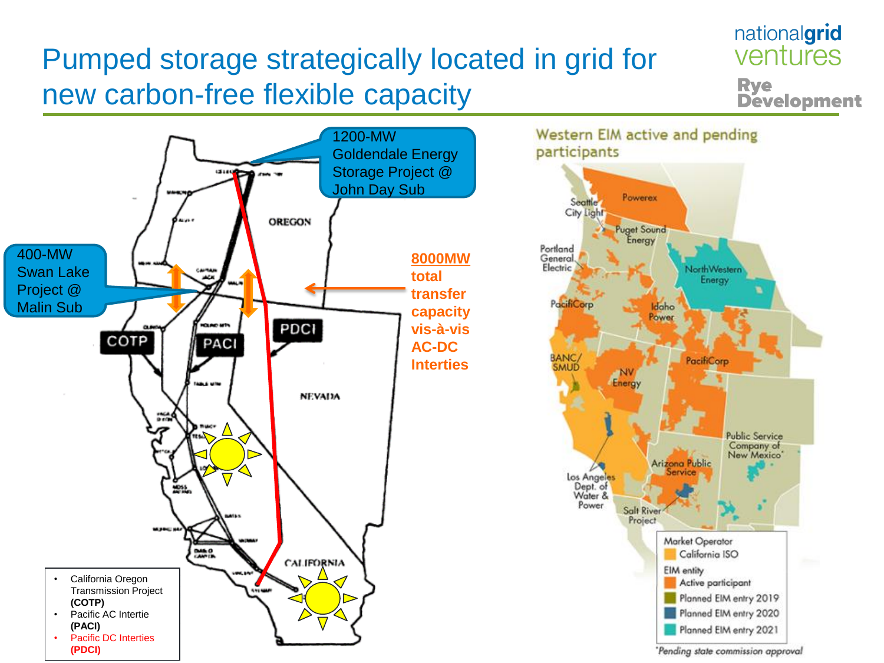# Pumped storage strategically located in grid for new carbon-free flexible capacity

1200-MW Goldendale Energy Storage Project @ John Day Sub

400-MW Swan Lake Project @ Malin Sub

**8000MW total transfer capacity vis-à-vis AC-DC Interties**

COTP

PACI

PDCI

OREGON

NEVADA

CALIFORNIA

- California Oregon Transmission Project **(COTP)**
- Pacific AC Intertie **(PACI)**
- Pacific DC Interties **(PDCI)**

Western EIM active and pending participants

Powerex

Seattle City Light

Puget Sound Energy

Portland General Electric

NorthWestern Energy

PacifiCorp

Idaho Power

BANC/ SMUD

NV Energy

PacifiCorp

Public Service Company of New Mexico*

Arizona Public Service

Los Angeles Dept. of Water & Power

Salt River Project

Market Operator

- California ISO

EIM entity

- Active participant
- Planned EIM entry 2019
- Planned EIM entry 2020
- Planned EIM entry 2021

*Pending state commission approval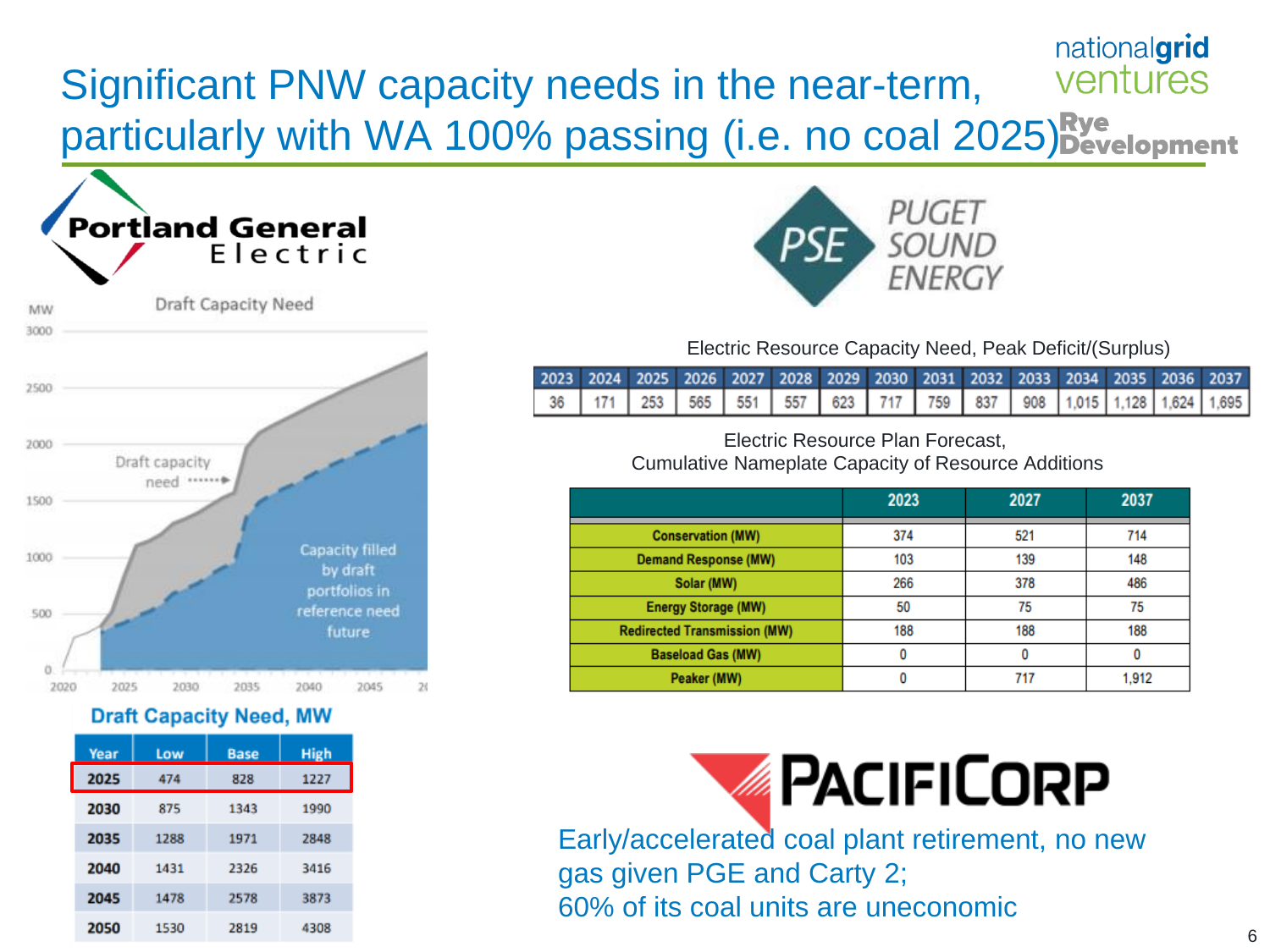# Significant PNW capacity needs in the near-term, particularly with WA 100% passing (i.e. no coal 2025)

nationalgrid ventures

Rye Development

## Portland General Electric

Draft Capacity Need

MW

Draft capacity need

Capacity filled by draft portfolios in reference need future

**Draft Capacity Need, MW**

| Year | Low | Base | High |
|---|---|---|---|
| 2025 | 474 | 828 | 1227 |
| 2030 | 875 | 1343 | 1990 |
| 2035 | 1288 | 1971 | 2848 |
| 2040 | 1431 | 2326 | 3416 |
| 2045 | 1478 | 2578 | 3873 |
| 2050 | 1530 | 2819 | 4308 |

## PSE Puget Sound Energy

Electric Resource Capacity Need, Peak Deficit/(Surplus)

| 2023 | 2024 | 2025 | 2026 | 2027 | 2028 | 2029 | 2030 | 2031 | 2032 | 2033 | 2034 | 2035 | 2036 | 2037 |
|---|---|---|---|---|---|---|---|---|---|---|---|---|---|---|
| 36 | 171 | 253 | 565 | 551 | 557 | 623 | 717 | 759 | 837 | 908 | 1,015 | 1,128 | 1,624 | 1,695 |

Electric Resource Plan Forecast,
Cumulative Nameplate Capacity of Resource Additions

| | 2023 | 2027 | 2037 |
|---|---|---|---|
| Conservation (MW) | 374 | 521 | 714 |
| Demand Response (MW) | 103 | 139 | 148 |
| Solar (MW) | 266 | 378 | 486 |
| Energy Storage (MW) | 50 | 75 | 75 |
| Redirected Transmission (MW) | 188 | 188 | 188 |
| Baseload Gas (MW) | 0 | 0 | 0 |
| Peaker (MW) | 0 | 717 | 1,912 |

## PacifiCorp

Early/accelerated coal plant retirement, no new gas given PGE and Carty 2;
60% of its coal units are uneconomic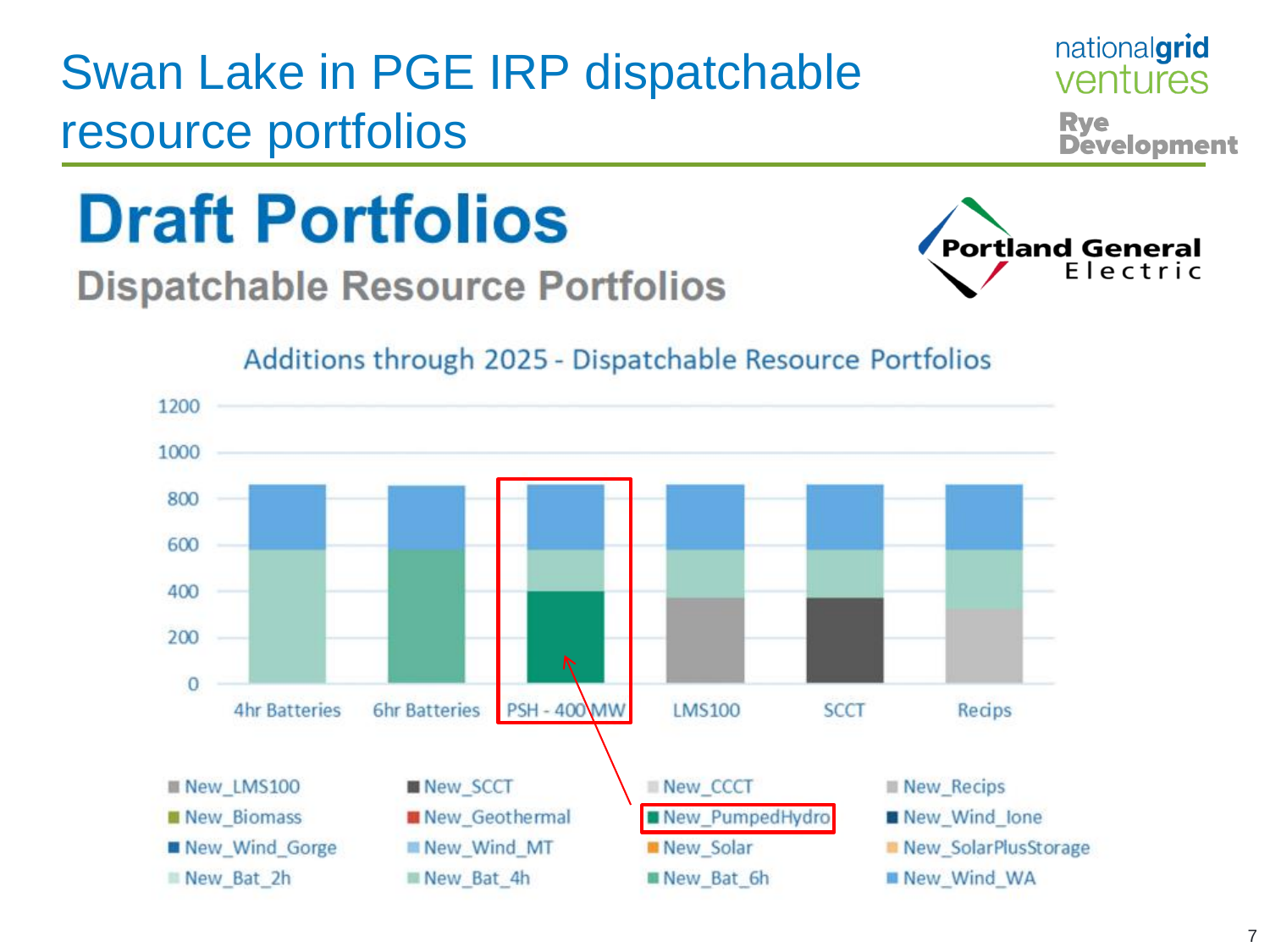# Swan Lake in PGE IRP dispatchable resource portfolios

## Draft Portfolios

### Dispatchable Resource Portfolios

Additions through 2025 - Dispatchable Resource Portfolios

4hr Batteries | 6hr Batteries | PSH - 400 MW | LMS100 | SCCT | Recips

- New_LMS100
- New_SCCT
- New_CCCT
- New_Recips
- New_Biomass
- New_Geothermal
- New_PumpedHydro
- New_Wind_Ione
- New_Wind_Gorge
- New_Wind_MT
- New_Solar
- New_SolarPlusStorage
- New_Bat_2h
- New_Bat_4h
- New_Bat_6h
- New_Wind_WA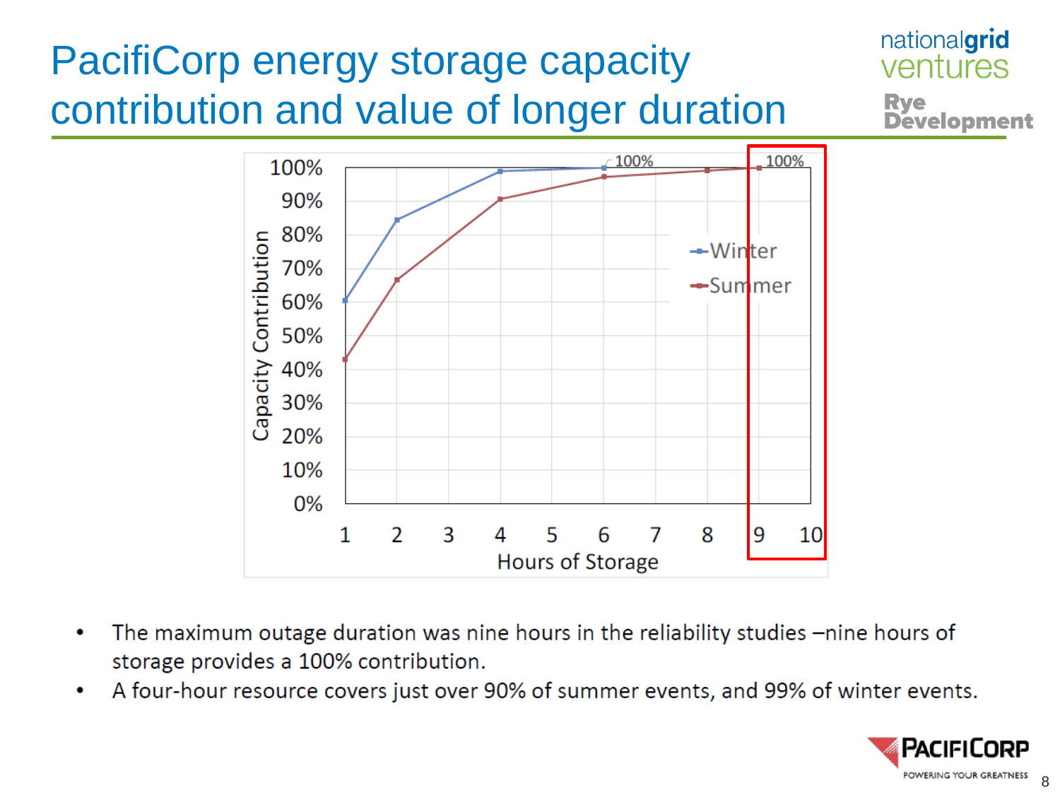# PacifiCorp energy storage capacity contribution and value of longer duration

- The maximum outage duration was nine hours in the reliability studies –nine hours of storage provides a 100% contribution.
- A four-hour resource covers just over 90% of summer events, and 99% of winter events.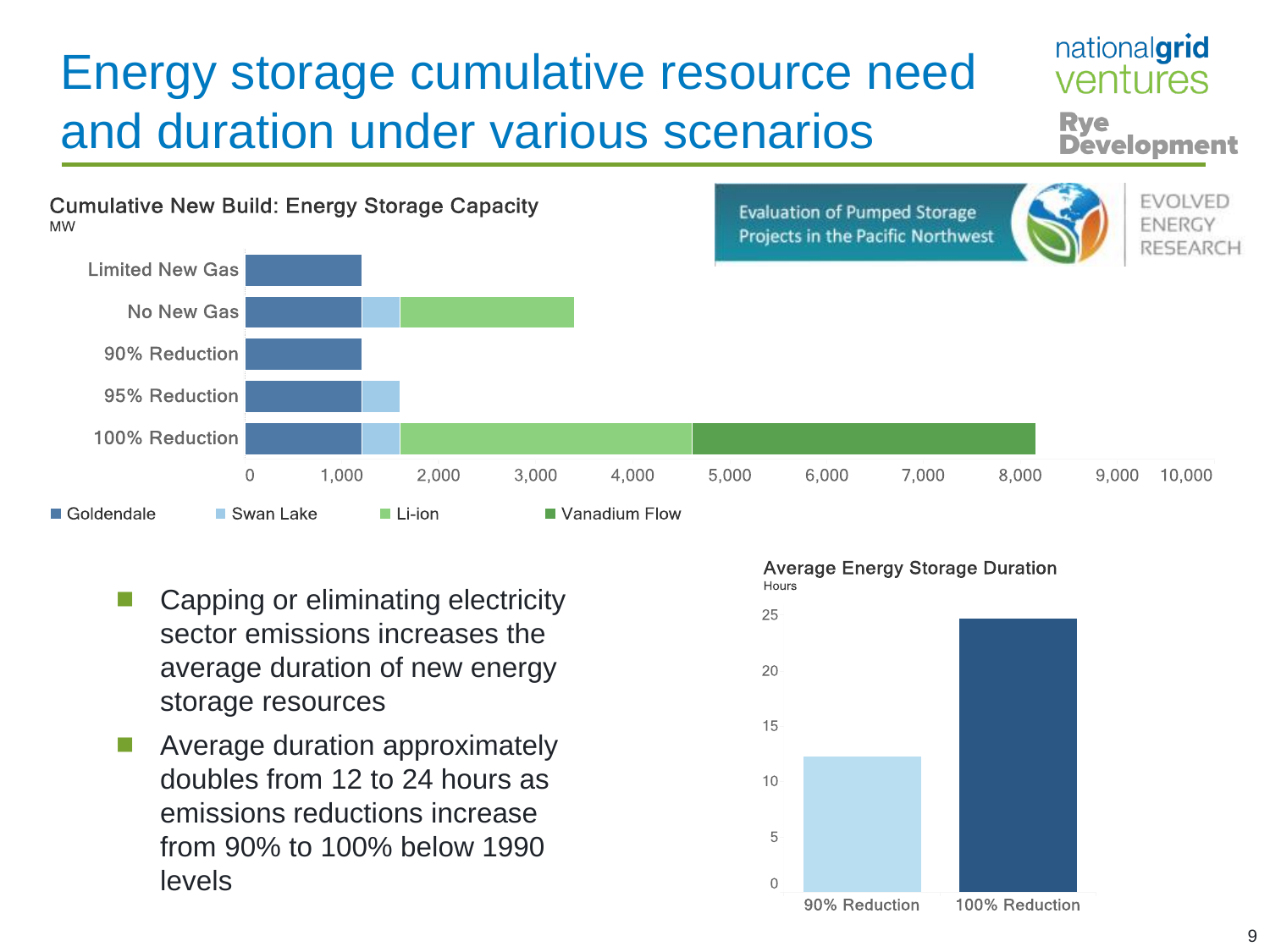# Energy storage cumulative resource need and duration under various scenarios

nationalgrid ventures

Rye Development

Evaluation of Pumped Storage Projects in the Pacific Northwest

EVOLVED ENERGY RESEARCH

**Cumulative New Build: Energy Storage Capacity**
MW

Scenarios: Limited New Gas, No New Gas, 90% Reduction, 95% Reduction, 100% Reduction

Axis: 0, 1,000, 2,000, 3,000, 4,000, 5,000, 6,000, 7,000, 8,000, 9,000, 10,000

Legend: Goldendale, Swan Lake, Li-ion, Vanadium Flow

- Capping or eliminating electricity sector emissions increases the average duration of new energy storage resources
- Average duration approximately doubles from 12 to 24 hours as emissions reductions increase from 90% to 100% below 1990 levels

**Average Energy Storage Duration**
Hours

Axis: 0, 5, 10, 15, 20, 25

Categories: 90% Reduction, 100% Reduction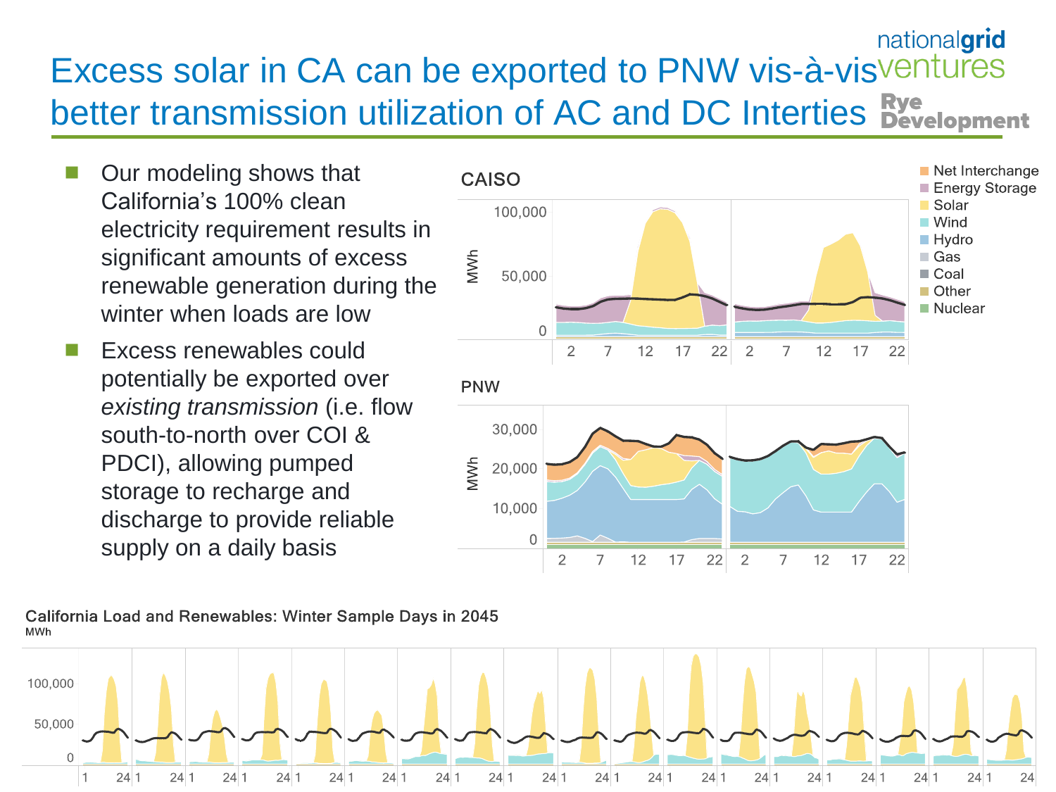# Excess solar in CA can be exported to PNW vis-à-vis better transmission utilization of AC and DC Interties

nationalgrid ventures

Rye Development

- Our modeling shows that California's 100% clean electricity requirement results in significant amounts of excess renewable generation during the winter when loads are low
- Excess renewables could potentially be exported over *existing transmission* (i.e. flow south-to-north over COI & PDCI), allowing pumped storage to recharge and discharge to provide reliable supply on a daily basis

CAISO

MWh

100,000
50,000
0

2 7 12 17 22 2 7 12 17 22

Net Interchange
Energy Storage
Solar
Wind
Hydro
Gas
Coal
Other
Nuclear

PNW

MWh

30,000
20,000
10,000
0

2 7 12 17 22 2 7 12 17 22

California Load and Renewables: Winter Sample Days in 2045

MWh

100,000
50,000
0

1 24 1 24 1 24 1 24 1 24 1 24 1 24 1 24 1 24 1 24 1 24 1 24 1 24 1 24 1 24 1 24 1 24 1 24